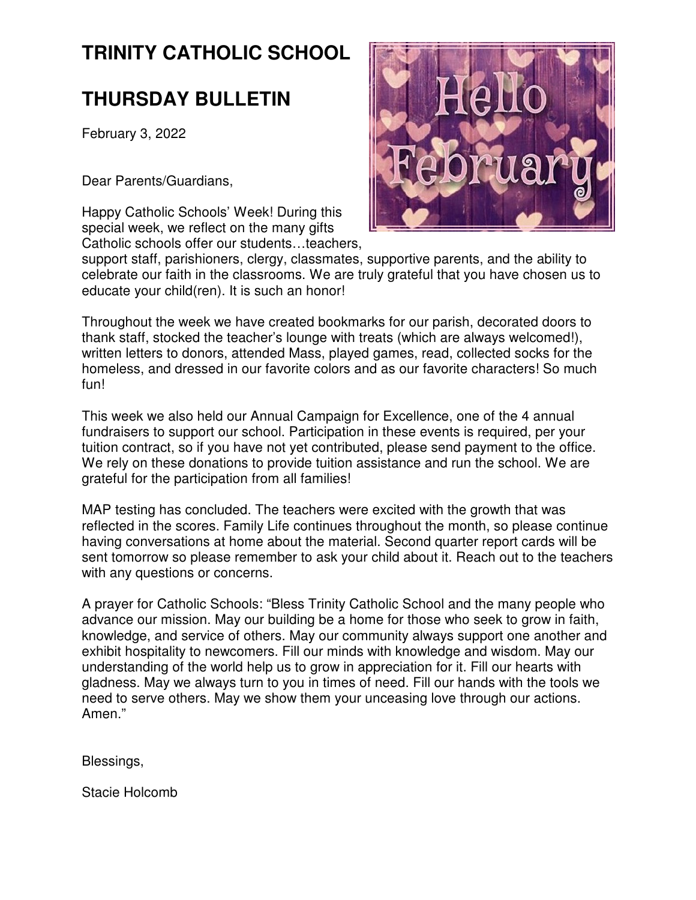# TRINITY CATHOLIC SCHOOL

# THURSDAY BULLETIN

February 3, 2022

Dear Parents/Guardians,

Happy Catholic Schools' Week! During this special week, we reflect on the many gifts Catholic schools offer our students…teachers, support staff, parishioners, clergy, classmates, supportive parents, and the ability to celebrate our faith in the classrooms. We are truly grateful that you have chosen us to educate your child(ren). It is such an honor!

Throughout the week we have created bookmarks for our parish, decorated doors to thank staff, stocked the teacher's lounge with treats (which are always welcomed!), written letters to donors, attended Mass, played games, read, collected socks for the homeless, and dressed in our favorite colors and as our favorite characters! So much fun!

This week we also held our Annual Campaign for Excellence, one of the 4 annual fundraisers to support our school. Participation in these events is required, per your tuition contract, so if you have not yet contributed, please send payment to the office. We rely on these donations to provide tuition assistance and run the school. We are grateful for the participation from all families!

MAP testing has concluded. The teachers were excited with the growth that was reflected in the scores. Family Life continues throughout the month, so please continue having conversations at home about the material. Second quarter report cards will be sent tomorrow so please remember to ask your child about it. Reach out to the teachers with any questions or concerns.

A prayer for Catholic Schools: "Bless Trinity Catholic School and the many people who advance our mission. May our building be a home for those who seek to grow in faith, knowledge, and service of others. May our community always support one another and exhibit hospitality to newcomers. Fill our minds with knowledge and wisdom. May our understanding of the world help us to grow in appreciation for it. Fill our hearts with gladness. May we always turn to you in times of need. Fill our hands with the tools we need to serve others. May we show them your unceasing love through our actions. Amen."

Blessings,

Stacie Holcomb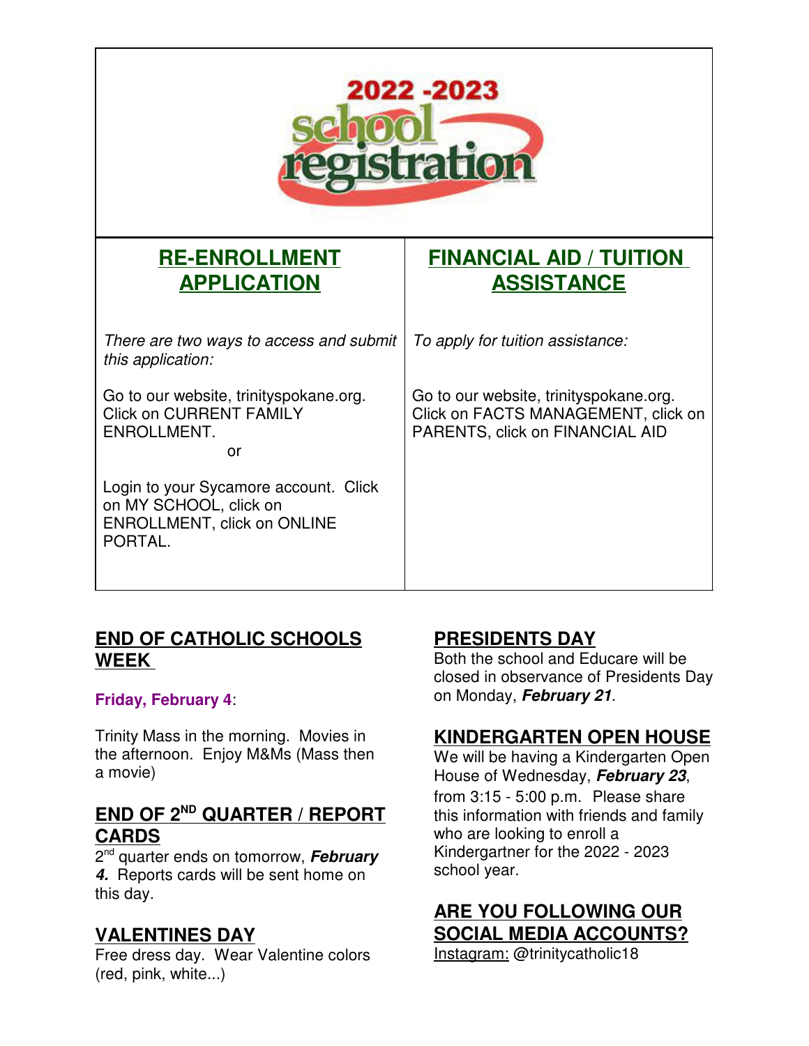# 2022 -2023 school registration

| RE-ENROLLMENT APPLICATION | FINANCIAL AID / TUITION ASSISTANCE |
|---|---|
| *There are two ways to access and submit this application:*<br><br>Go to our website, trinityspokane.org. Click on CURRENT FAMILY ENROLLMENT.<br><br>or<br><br>Login to your Sycamore account. Click on MY SCHOOL, click on ENROLLMENT, click on ONLINE PORTAL. | *To apply for tuition assistance:*<br><br>Go to our website, trinityspokane.org. Click on FACTS MANAGEMENT, click on PARENTS, click on FINANCIAL AID |

## END OF CATHOLIC SCHOOLS WEEK

**Friday, February 4**:

Trinity Mass in the morning. Movies in the afternoon. Enjoy M&Ms (Mass then a movie)

## END OF 2ND QUARTER / REPORT CARDS

2nd quarter ends on tomorrow, ***February 4.*** Reports cards will be sent home on this day.

## VALENTINES DAY

Free dress day. Wear Valentine colors (red, pink, white...)

## PRESIDENTS DAY

Both the school and Educare will be closed in observance of Presidents Day on Monday, ***February 21***.

## KINDERGARTEN OPEN HOUSE

We will be having a Kindergarten Open House of Wednesday, ***February 23***, from 3:15 - 5:00 p.m. Please share this information with friends and family who are looking to enroll a Kindergartner for the 2022 - 2023 school year.

## ARE YOU FOLLOWING OUR SOCIAL MEDIA ACCOUNTS?

Instagram: @trinitycatholic18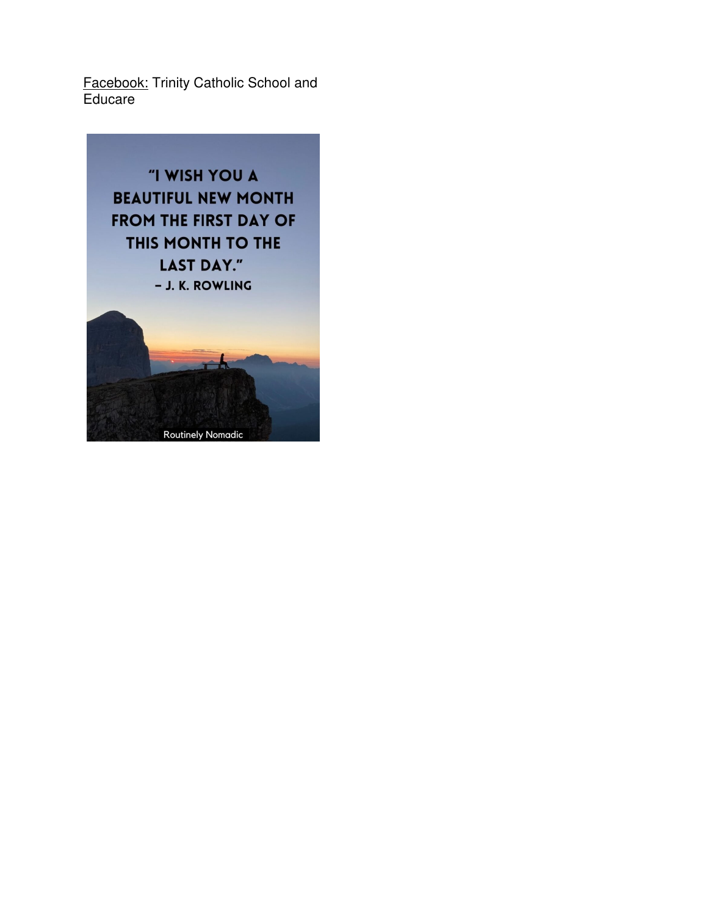Facebook: Trinity Catholic School and Educare

"I WISH YOU A BEAUTIFUL NEW MONTH FROM THE FIRST DAY OF THIS MONTH TO THE LAST DAY."
– J. K. ROWLING

Routinely Nomadic